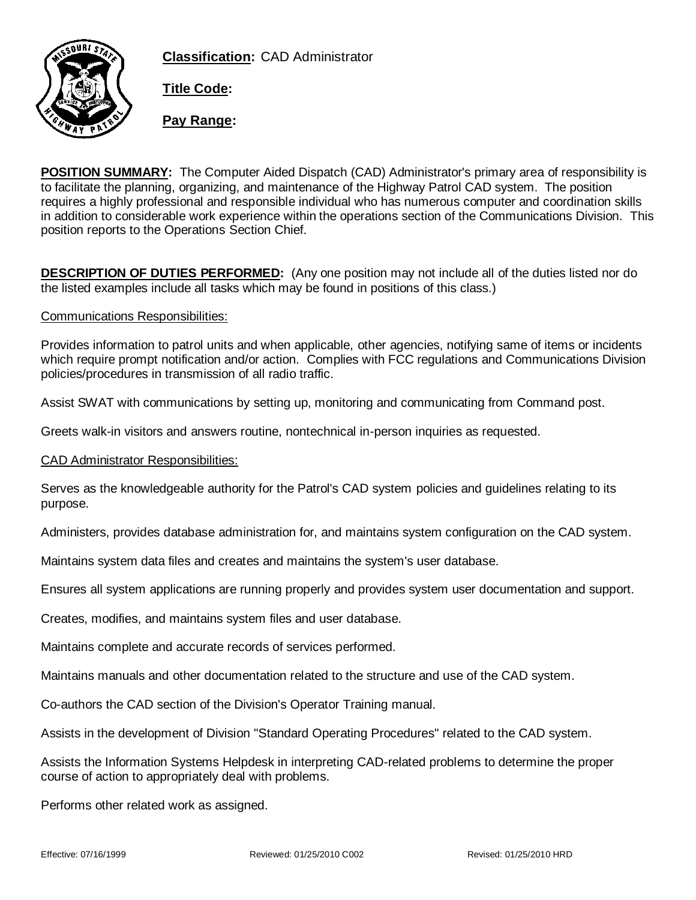**Classification:** CAD Administrator

**Title Code:**

**Pay Range:**

**POSITION SUMMARY:** The Computer Aided Dispatch (CAD) Administrator's primary area of responsibility is to facilitate the planning, organizing, and maintenance of the Highway Patrol CAD system. The position requires a highly professional and responsible individual who has numerous computer and coordination skills in addition to considerable work experience within the operations section of the Communications Division. This position reports to the Operations Section Chief.

**DESCRIPTION OF DUTIES PERFORMED:** (Any one position may not include all of the duties listed nor do the listed examples include all tasks which may be found in positions of this class.)

Communications Responsibilities:

Provides information to patrol units and when applicable, other agencies, notifying same of items or incidents which require prompt notification and/or action. Complies with FCC regulations and Communications Division policies/procedures in transmission of all radio traffic.

Assist SWAT with communications by setting up, monitoring and communicating from Command post.

Greets walk-in visitors and answers routine, nontechnical in-person inquiries as requested.

CAD Administrator Responsibilities:

Serves as the knowledgeable authority for the Patrol's CAD system policies and guidelines relating to its purpose.

Administers, provides database administration for, and maintains system configuration on the CAD system.

Maintains system data files and creates and maintains the system's user database.

Ensures all system applications are running properly and provides system user documentation and support.

Creates, modifies, and maintains system files and user database.

Maintains complete and accurate records of services performed.

Maintains manuals and other documentation related to the structure and use of the CAD system.

Co-authors the CAD section of the Division's Operator Training manual.

Assists in the development of Division "Standard Operating Procedures" related to the CAD system.

Assists the Information Systems Helpdesk in interpreting CAD-related problems to determine the proper course of action to appropriately deal with problems.

Performs other related work as assigned.

Effective: 07/16/1999 Reviewed: 01/25/2010 C002 Revised: 01/25/2010 HRD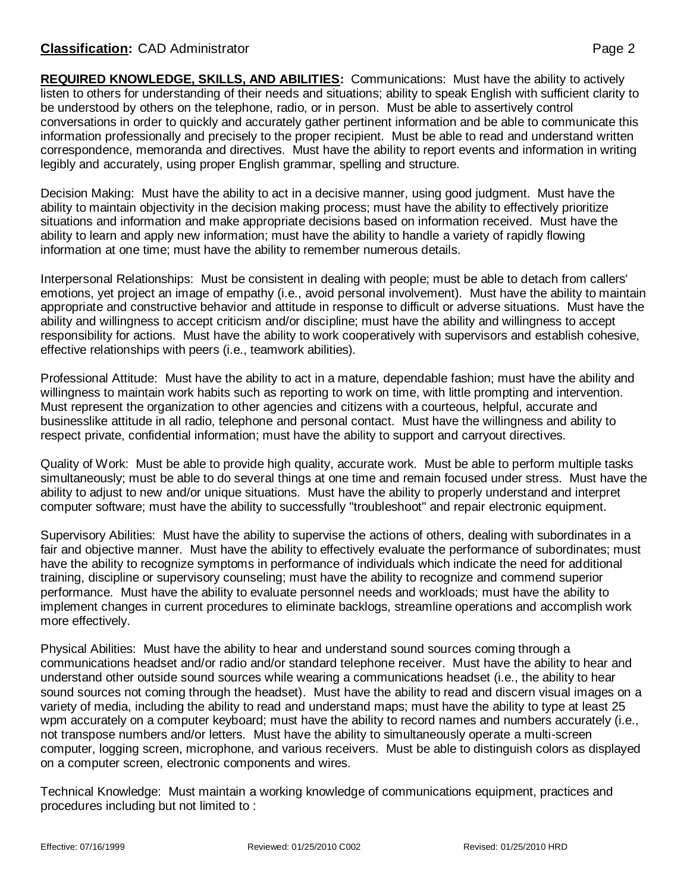**REQUIRED KNOWLEDGE, SKILLS, AND ABILITIES:** Communications: Must have the ability to actively listen to others for understanding of their needs and situations; ability to speak English with sufficient clarity to be understood by others on the telephone, radio, or in person. Must be able to assertively control conversations in order to quickly and accurately gather pertinent information and be able to communicate this information professionally and precisely to the proper recipient. Must be able to read and understand written correspondence, memoranda and directives. Must have the ability to report events and information in writing legibly and accurately, using proper English grammar, spelling and structure.

Decision Making: Must have the ability to act in a decisive manner, using good judgment. Must have the ability to maintain objectivity in the decision making process; must have the ability to effectively prioritize situations and information and make appropriate decisions based on information received. Must have the ability to learn and apply new information; must have the ability to handle a variety of rapidly flowing information at one time; must have the ability to remember numerous details.

Interpersonal Relationships: Must be consistent in dealing with people; must be able to detach from callers' emotions, yet project an image of empathy (i.e., avoid personal involvement). Must have the ability to maintain appropriate and constructive behavior and attitude in response to difficult or adverse situations. Must have the ability and willingness to accept criticism and/or discipline; must have the ability and willingness to accept responsibility for actions. Must have the ability to work cooperatively with supervisors and establish cohesive, effective relationships with peers (i.e., teamwork abilities).

Professional Attitude: Must have the ability to act in a mature, dependable fashion; must have the ability and willingness to maintain work habits such as reporting to work on time, with little prompting and intervention. Must represent the organization to other agencies and citizens with a courteous, helpful, accurate and businesslike attitude in all radio, telephone and personal contact. Must have the willingness and ability to respect private, confidential information; must have the ability to support and carryout directives.

Quality of Work: Must be able to provide high quality, accurate work. Must be able to perform multiple tasks simultaneously; must be able to do several things at one time and remain focused under stress. Must have the ability to adjust to new and/or unique situations. Must have the ability to properly understand and interpret computer software; must have the ability to successfully "troubleshoot" and repair electronic equipment.

Supervisory Abilities: Must have the ability to supervise the actions of others, dealing with subordinates in a fair and objective manner. Must have the ability to effectively evaluate the performance of subordinates; must have the ability to recognize symptoms in performance of individuals which indicate the need for additional training, discipline or supervisory counseling; must have the ability to recognize and commend superior performance. Must have the ability to evaluate personnel needs and workloads; must have the ability to implement changes in current procedures to eliminate backlogs, streamline operations and accomplish work more effectively.

Physical Abilities: Must have the ability to hear and understand sound sources coming through a communications headset and/or radio and/or standard telephone receiver. Must have the ability to hear and understand other outside sound sources while wearing a communications headset (i.e., the ability to hear sound sources not coming through the headset). Must have the ability to read and discern visual images on a variety of media, including the ability to read and understand maps; must have the ability to type at least 25 wpm accurately on a computer keyboard; must have the ability to record names and numbers accurately (i.e., not transpose numbers and/or letters. Must have the ability to simultaneously operate a multi-screen computer, logging screen, microphone, and various receivers. Must be able to distinguish colors as displayed on a computer screen, electronic components and wires.

Technical Knowledge: Must maintain a working knowledge of communications equipment, practices and procedures including but not limited to :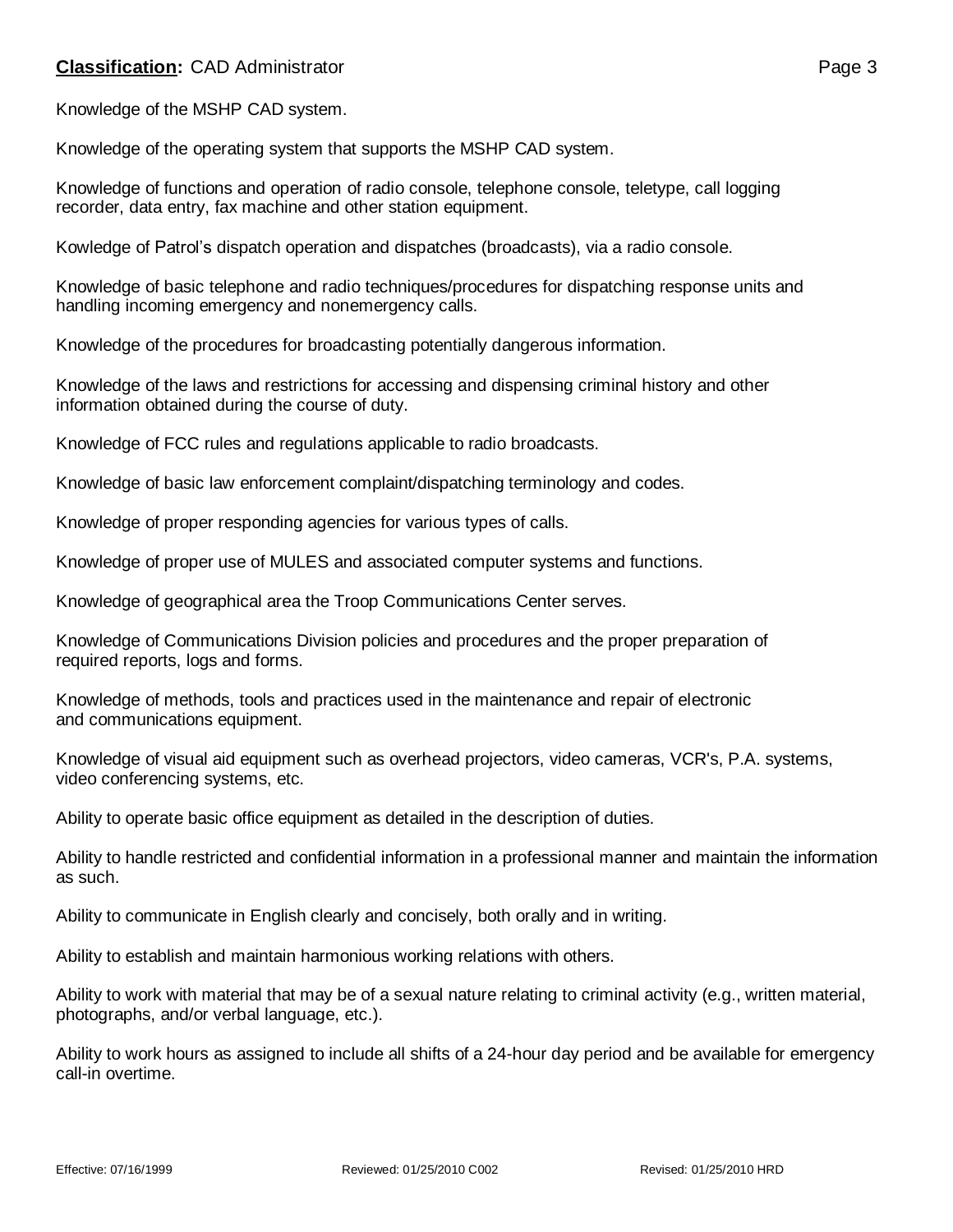Knowledge of the MSHP CAD system.

Knowledge of the operating system that supports the MSHP CAD system.

Knowledge of functions and operation of radio console, telephone console, teletype, call logging recorder, data entry, fax machine and other station equipment.

Kowledge of Patrol's dispatch operation and dispatches (broadcasts), via a radio console.

Knowledge of basic telephone and radio techniques/procedures for dispatching response units and handling incoming emergency and nonemergency calls.

Knowledge of the procedures for broadcasting potentially dangerous information.

Knowledge of the laws and restrictions for accessing and dispensing criminal history and other information obtained during the course of duty.

Knowledge of FCC rules and regulations applicable to radio broadcasts.

Knowledge of basic law enforcement complaint/dispatching terminology and codes.

Knowledge of proper responding agencies for various types of calls.

Knowledge of proper use of MULES and associated computer systems and functions.

Knowledge of geographical area the Troop Communications Center serves.

Knowledge of Communications Division policies and procedures and the proper preparation of required reports, logs and forms.

Knowledge of methods, tools and practices used in the maintenance and repair of electronic and communications equipment.

Knowledge of visual aid equipment such as overhead projectors, video cameras, VCR's, P.A. systems, video conferencing systems, etc.

Ability to operate basic office equipment as detailed in the description of duties.

Ability to handle restricted and confidential information in a professional manner and maintain the information as such.

Ability to communicate in English clearly and concisely, both orally and in writing.

Ability to establish and maintain harmonious working relations with others.

Ability to work with material that may be of a sexual nature relating to criminal activity (e.g., written material, photographs, and/or verbal language, etc.).

Ability to work hours as assigned to include all shifts of a 24-hour day period and be available for emergency call-in overtime.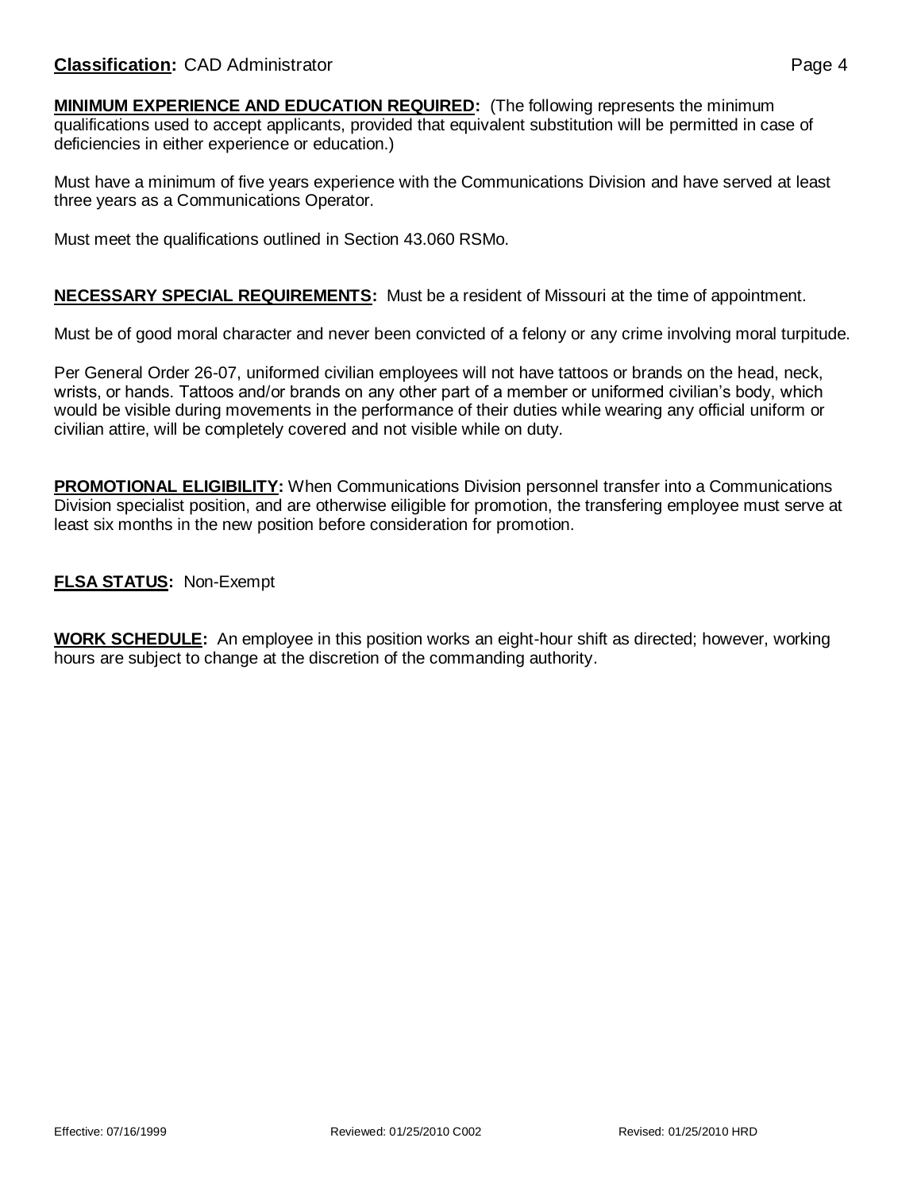**Classification:** CAD Administrator

**MINIMUM EXPERIENCE AND EDUCATION REQUIRED:** (The following represents the minimum qualifications used to accept applicants, provided that equivalent substitution will be permitted in case of deficiencies in either experience or education.)

Must have a minimum of five years experience with the Communications Division and have served at least three years as a Communications Operator.

Must meet the qualifications outlined in Section 43.060 RSMo.

**NECESSARY SPECIAL REQUIREMENTS:** Must be a resident of Missouri at the time of appointment.

Must be of good moral character and never been convicted of a felony or any crime involving moral turpitude.

Per General Order 26-07, uniformed civilian employees will not have tattoos or brands on the head, neck, wrists, or hands. Tattoos and/or brands on any other part of a member or uniformed civilian's body, which would be visible during movements in the performance of their duties while wearing any official uniform or civilian attire, will be completely covered and not visible while on duty.

**PROMOTIONAL ELIGIBILITY:** When Communications Division personnel transfer into a Communications Division specialist position, and are otherwise eiligible for promotion, the transfering employee must serve at least six months in the new position before consideration for promotion.

**FLSA STATUS:** Non-Exempt

**WORK SCHEDULE:** An employee in this position works an eight-hour shift as directed; however, working hours are subject to change at the discretion of the commanding authority.

Effective: 07/16/1999 Reviewed: 01/25/2010 C002 Revised: 01/25/2010 HRD